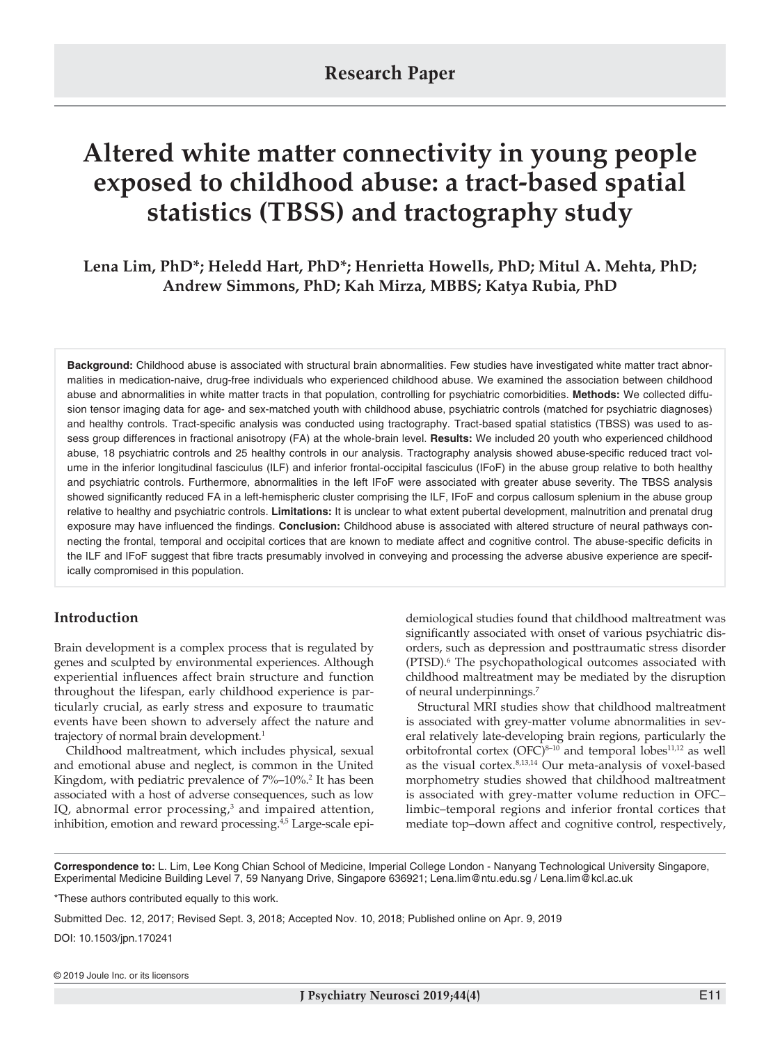**Research Paper**

# Altered white matter connectivity in young people exposed to childhood abuse: a tract-based spatial statistics (TBSS) and tractography study

**Lena Lim, PhD*; Heledd Hart, PhD*; Henrietta Howells, PhD; Mitul A. Mehta, PhD; Andrew Simmons, PhD; Kah Mirza, MBBS; Katya Rubia, PhD**

**Background:** Childhood abuse is associated with structural brain abnormalities. Few studies have investigated white matter tract abnormalities in medication-naive, drug-free individuals who experienced childhood abuse. We examined the association between childhood abuse and abnormalities in white matter tracts in that population, controlling for psychiatric comorbidities. **Methods:** We collected diffusion tensor imaging data for age- and sex-matched youth with childhood abuse, psychiatric controls (matched for psychiatric diagnoses) and healthy controls. Tract-specific analysis was conducted using tractography. Tract-based spatial statistics (TBSS) was used to assess group differences in fractional anisotropy (FA) at the whole-brain level. **Results:** We included 20 youth who experienced childhood abuse, 18 psychiatric controls and 25 healthy controls in our analysis. Tractography analysis showed abuse-specific reduced tract volume in the inferior longitudinal fasciculus (ILF) and inferior frontal-occipital fasciculus (IFoF) in the abuse group relative to both healthy and psychiatric controls. Furthermore, abnormalities in the left IFoF were associated with greater abuse severity. The TBSS analysis showed significantly reduced FA in a left-hemispheric cluster comprising the ILF, IFoF and corpus callosum splenium in the abuse group relative to healthy and psychiatric controls. **Limitations:** It is unclear to what extent pubertal development, malnutrition and prenatal drug exposure may have influenced the findings. **Conclusion:** Childhood abuse is associated with altered structure of neural pathways connecting the frontal, temporal and occipital cortices that are known to mediate affect and cognitive control. The abuse-specific deficits in the ILF and IFoF suggest that fibre tracts presumably involved in conveying and processing the adverse abusive experience are specifically compromised in this population.

## Introduction

Brain development is a complex process that is regulated by genes and sculpted by environmental experiences. Although experiential influences affect brain structure and function throughout the lifespan, early childhood experience is particularly crucial, as early stress and exposure to traumatic events have been shown to adversely affect the nature and trajectory of normal brain development.[1]

Childhood maltreatment, which includes physical, sexual and emotional abuse and neglect, is common in the United Kingdom, with pediatric prevalence of 7%–10%.[2] It has been associated with a host of adverse consequences, such as low IQ, abnormal error processing,[3] and impaired attention, inhibition, emotion and reward processing.[4,5] Large-scale epidemiological studies found that childhood maltreatment was significantly associated with onset of various psychiatric disorders, such as depression and posttraumatic stress disorder (PTSD).[6] The psychopathological outcomes associated with childhood maltreatment may be mediated by the disruption of neural underpinnings.[7]

Structural MRI studies show that childhood maltreatment is associated with grey-matter volume abnormalities in several relatively late-developing brain regions, particularly the orbitofrontal cortex (OFC)[8–10] and temporal lobes[11,12] as well as the visual cortex.[8,13,14] Our meta-analysis of voxel-based morphometry studies showed that childhood maltreatment is associated with grey-matter volume reduction in OFC–limbic–temporal regions and inferior frontal cortices that mediate top–down affect and cognitive control, respectively,

**Correspondence to:** L. Lim, Lee Kong Chian School of Medicine, Imperial College London - Nanyang Technological University Singapore, Experimental Medicine Building Level 7, 59 Nanyang Drive, Singapore 636921; Lena.lim@ntu.edu.sg / Lena.lim@kcl.ac.uk

*These authors contributed equally to this work.

Submitted Dec. 12, 2017; Revised Sept. 3, 2018; Accepted Nov. 10, 2018; Published online on Apr. 9, 2019

DOI: 10.1503/jpn.170241

© 2019 Joule Inc. or its licensors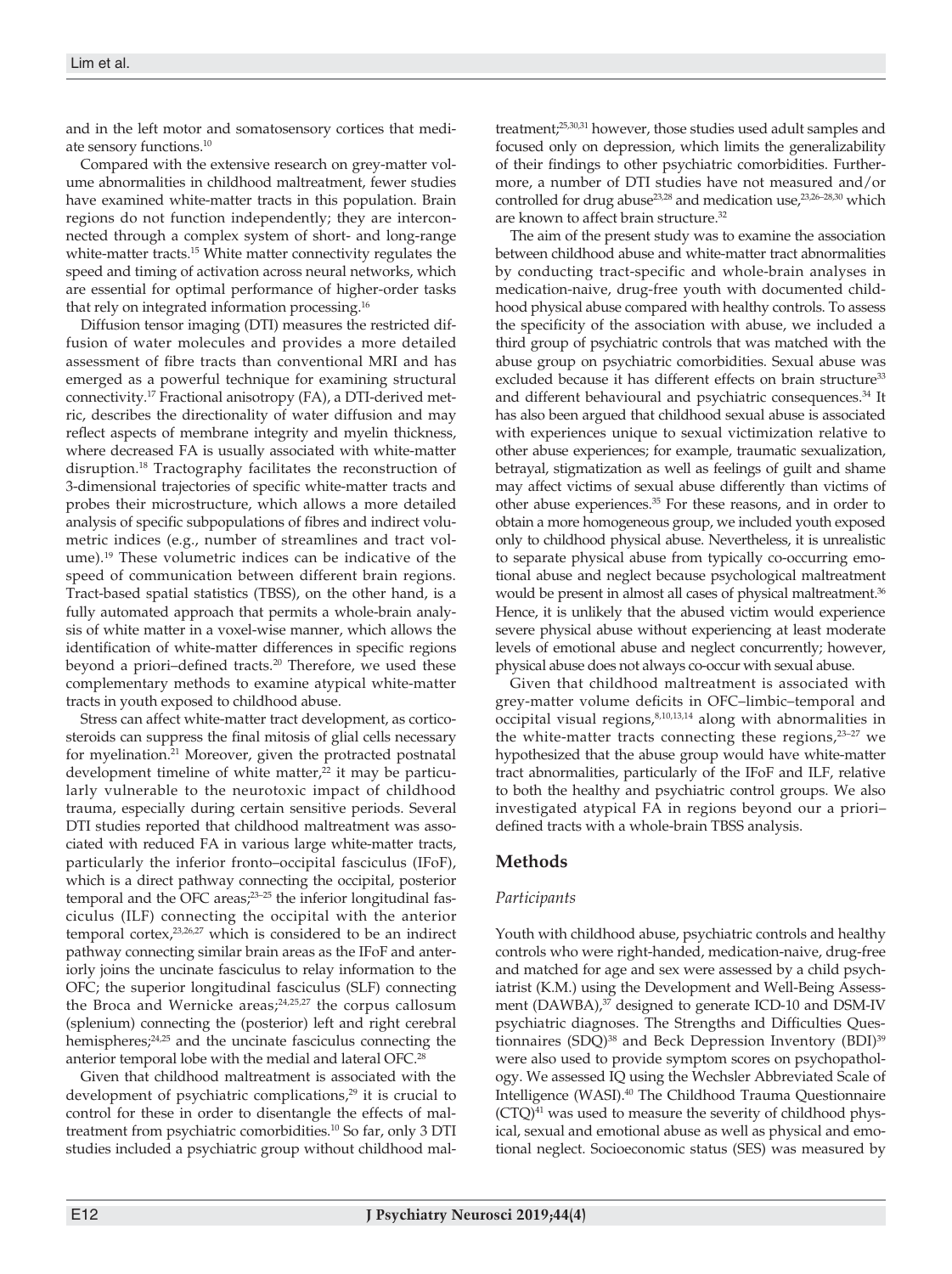and in the left motor and somatosensory cortices that mediate sensory functions.[10]

Compared with the extensive research on grey-matter volume abnormalities in childhood maltreatment, fewer studies have examined white-matter tracts in this population. Brain regions do not function independently; they are interconnected through a complex system of short- and long-range white-matter tracts.[15] White matter connectivity regulates the speed and timing of activation across neural networks, which are essential for optimal performance of higher-order tasks that rely on integrated information processing.[16]

Diffusion tensor imaging (DTI) measures the restricted diffusion of water molecules and provides a more detailed assessment of fibre tracts than conventional MRI and has emerged as a powerful technique for examining structural connectivity.[17] Fractional anisotropy (FA), a DTI-derived metric, describes the directionality of water diffusion and may reflect aspects of membrane integrity and myelin thickness, where decreased FA is usually associated with white-matter disruption.[18] Tractography facilitates the reconstruction of 3-dimensional trajectories of specific white-matter tracts and probes their microstructure, which allows a more detailed analysis of specific subpopulations of fibres and indirect volumetric indices (e.g., number of streamlines and tract volume).[19] These volumetric indices can be indicative of the speed of communication between different brain regions. Tract-based spatial statistics (TBSS), on the other hand, is a fully automated approach that permits a whole-brain analysis of white matter in a voxel-wise manner, which allows the identification of white-matter differences in specific regions beyond a priori–defined tracts.[20] Therefore, we used these complementary methods to examine atypical white-matter tracts in youth exposed to childhood abuse.

Stress can affect white-matter tract development, as corticosteroids can suppress the final mitosis of glial cells necessary for myelination.[21] Moreover, given the protracted postnatal development timeline of white matter,[22] it may be particularly vulnerable to the neurotoxic impact of childhood trauma, especially during certain sensitive periods. Several DTI studies reported that childhood maltreatment was associated with reduced FA in various large white-matter tracts, particularly the inferior fronto–occipital fasciculus (IFoF), which is a direct pathway connecting the occipital, posterior temporal and the OFC areas;[23–25] the inferior longitudinal fasciculus (ILF) connecting the occipital with the anterior temporal cortex,[23,26,27] which is considered to be an indirect pathway connecting similar brain areas as the IFoF and anteriorly joins the uncinate fasciculus to relay information to the OFC; the superior longitudinal fasciculus (SLF) connecting the Broca and Wernicke areas;[24,25,27] the corpus callosum (splenium) connecting the (posterior) left and right cerebral hemispheres;[24,25] and the uncinate fasciculus connecting the anterior temporal lobe with the medial and lateral OFC.[28]

Given that childhood maltreatment is associated with the development of psychiatric complications,[29] it is crucial to control for these in order to disentangle the effects of maltreatment from psychiatric comorbidities.[10] So far, only 3 DTI studies included a psychiatric group without childhood maltreatment;[25,30,31] however, those studies used adult samples and focused only on depression, which limits the generalizability of their findings to other psychiatric comorbidities. Furthermore, a number of DTI studies have not measured and/or controlled for drug abuse[23,28] and medication use,[23,26–28,30] which are known to affect brain structure.[32]

The aim of the present study was to examine the association between childhood abuse and white-matter tract abnormalities by conducting tract-specific and whole-brain analyses in medication-naive, drug-free youth with documented childhood physical abuse compared with healthy controls. To assess the specificity of the association with abuse, we included a third group of psychiatric controls that was matched with the abuse group on psychiatric comorbidities. Sexual abuse was excluded because it has different effects on brain structure[33] and different behavioural and psychiatric consequences.[34] It has also been argued that childhood sexual abuse is associated with experiences unique to sexual victimization relative to other abuse experiences; for example, traumatic sexualization, betrayal, stigmatization as well as feelings of guilt and shame may affect victims of sexual abuse differently than victims of other abuse experiences.[35] For these reasons, and in order to obtain a more homogeneous group, we included youth exposed only to childhood physical abuse. Nevertheless, it is unrealistic to separate physical abuse from typically co-occurring emotional abuse and neglect because psychological maltreatment would be present in almost all cases of physical maltreatment.[36] Hence, it is unlikely that the abused victim would experience severe physical abuse without experiencing at least moderate levels of emotional abuse and neglect concurrently; however, physical abuse does not always co-occur with sexual abuse.

Given that childhood maltreatment is associated with grey-matter volume deficits in OFC–limbic–temporal and occipital visual regions,[8,10,13,14] along with abnormalities in the white-matter tracts connecting these regions,[23–27] we hypothesized that the abuse group would have white-matter tract abnormalities, particularly of the IFoF and ILF, relative to both the healthy and psychiatric control groups. We also investigated atypical FA in regions beyond our a priori–defined tracts with a whole-brain TBSS analysis.

## Methods

### Participants

Youth with childhood abuse, psychiatric controls and healthy controls who were right-handed, medication-naive, drug-free and matched for age and sex were assessed by a child psychiatrist (K.M.) using the Development and Well-Being Assessment (DAWBA),[37] designed to generate ICD-10 and DSM-IV psychiatric diagnoses. The Strengths and Difficulties Questionnaires (SDQ)[38] and Beck Depression Inventory (BDI)[39] were also used to provide symptom scores on psychopathology. We assessed IQ using the Wechsler Abbreviated Scale of Intelligence (WASI).[40] The Childhood Trauma Questionnaire (CTQ)[41] was used to measure the severity of childhood physical, sexual and emotional abuse as well as physical and emotional neglect. Socioeconomic status (SES) was measured by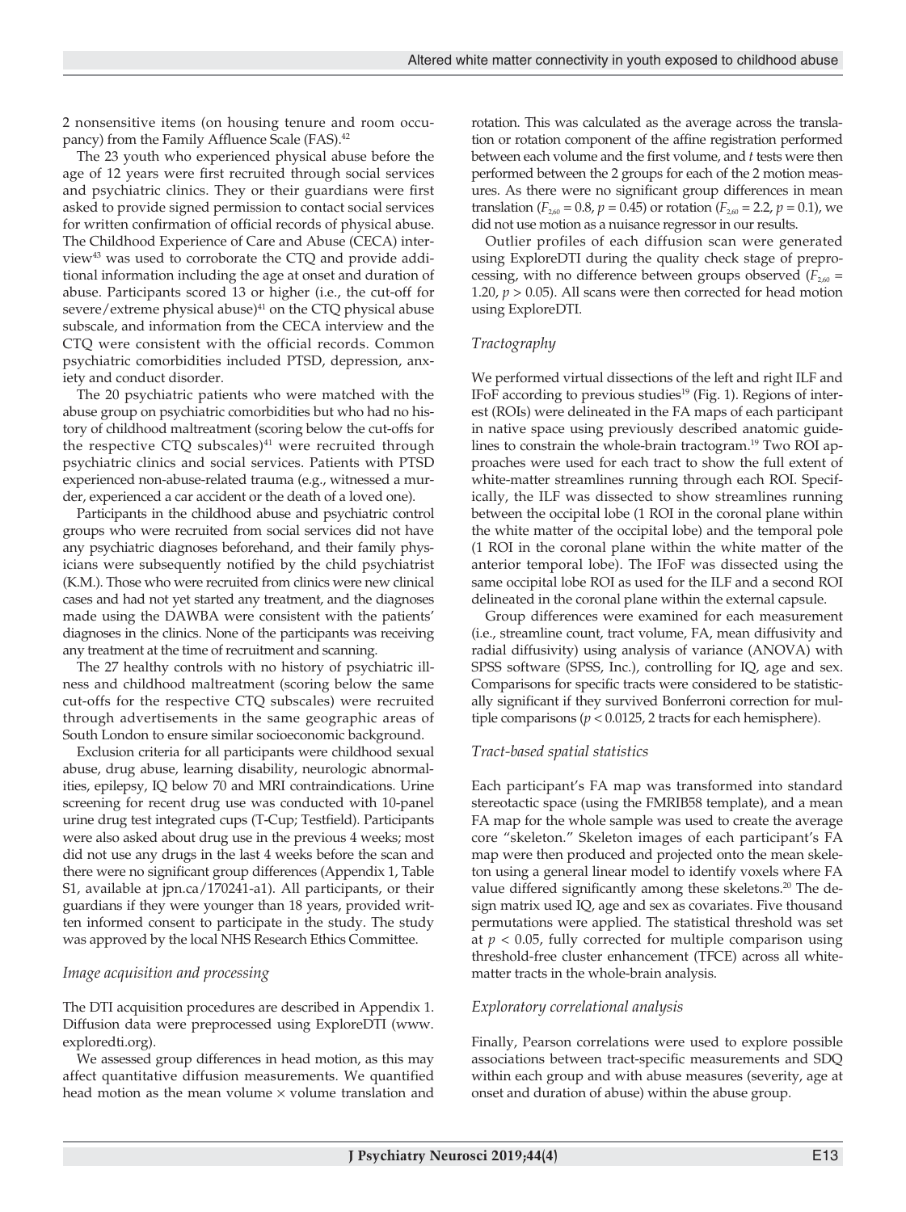2 nonsensitive items (on housing tenure and room occupancy) from the Family Affluence Scale (FAS).[42]

The 23 youth who experienced physical abuse before the age of 12 years were first recruited through social services and psychiatric clinics. They or their guardians were first asked to provide signed permission to contact social services for written confirmation of official records of physical abuse. The Childhood Experience of Care and Abuse (CECA) interview[43] was used to corroborate the CTQ and provide additional information including the age at onset and duration of abuse. Participants scored 13 or higher (i.e., the cut-off for severe/extreme physical abuse)[41] on the CTQ physical abuse subscale, and information from the CECA interview and the CTQ were consistent with the official records. Common psychiatric comorbidities included PTSD, depression, anxiety and conduct disorder.

The 20 psychiatric patients who were matched with the abuse group on psychiatric comorbidities but who had no history of childhood maltreatment (scoring below the cut-offs for the respective CTQ subscales)[41] were recruited through psychiatric clinics and social services. Patients with PTSD experienced non-abuse-related trauma (e.g., witnessed a murder, experienced a car accident or the death of a loved one).

Participants in the childhood abuse and psychiatric control groups who were recruited from social services did not have any psychiatric diagnoses beforehand, and their family physicians were subsequently notified by the child psychiatrist (K.M.). Those who were recruited from clinics were new clinical cases and had not yet started any treatment, and the diagnoses made using the DAWBA were consistent with the patients' diagnoses in the clinics. None of the participants was receiving any treatment at the time of recruitment and scanning.

The 27 healthy controls with no history of psychiatric illness and childhood maltreatment (scoring below the same cut-offs for the respective CTQ subscales) were recruited through advertisements in the same geographic areas of South London to ensure similar socioeconomic background.

Exclusion criteria for all participants were childhood sexual abuse, drug abuse, learning disability, neurologic abnormalities, epilepsy, IQ below 70 and MRI contraindications. Urine screening for recent drug use was conducted with 10-panel urine drug test integrated cups (T-Cup; Testfield). Participants were also asked about drug use in the previous 4 weeks; most did not use any drugs in the last 4 weeks before the scan and there were no significant group differences (Appendix 1, Table S1, available at jpn.ca/170241-a1). All participants, or their guardians if they were younger than 18 years, provided written informed consent to participate in the study. The study was approved by the local NHS Research Ethics Committee.

### *Image acquisition and processing*

The DTI acquisition procedures are described in Appendix 1. Diffusion data were preprocessed using ExploreDTI (www.exploredti.org).

We assessed group differences in head motion, as this may affect quantitative diffusion measurements. We quantified head motion as the mean volume × volume translation and rotation. This was calculated as the average across the translation or rotation component of the affine registration performed between each volume and the first volume, and *t* tests were then performed between the 2 groups for each of the 2 motion measures. As there were no significant group differences in mean translation ($F_{2,60} = 0.8$, $p = 0.45$) or rotation ($F_{2,60} = 2.2$, $p = 0.1$), we did not use motion as a nuisance regressor in our results.

Outlier profiles of each diffusion scan were generated using ExploreDTI during the quality check stage of preprocessing, with no difference between groups observed ($F_{2,60} = 1.20$, $p > 0.05$). All scans were then corrected for head motion using ExploreDTI.

### *Tractography*

We performed virtual dissections of the left and right ILF and IFoF according to previous studies[19] (Fig. 1). Regions of interest (ROIs) were delineated in the FA maps of each participant in native space using previously described anatomic guidelines to constrain the whole-brain tractogram.[19] Two ROI approaches were used for each tract to show the full extent of white-matter streamlines running through each ROI. Specifically, the ILF was dissected to show streamlines running between the occipital lobe (1 ROI in the coronal plane within the white matter of the occipital lobe) and the temporal pole (1 ROI in the coronal plane within the white matter of the anterior temporal lobe). The IFoF was dissected using the same occipital lobe ROI as used for the ILF and a second ROI delineated in the coronal plane within the external capsule.

Group differences were examined for each measurement (i.e., streamline count, tract volume, FA, mean diffusivity and radial diffusivity) using analysis of variance (ANOVA) with SPSS software (SPSS, Inc.), controlling for IQ, age and sex. Comparisons for specific tracts were considered to be statistically significant if they survived Bonferroni correction for multiple comparisons ($p < 0.0125$, 2 tracts for each hemisphere).

### *Tract-based spatial statistics*

Each participant's FA map was transformed into standard stereotactic space (using the FMRIB58 template), and a mean FA map for the whole sample was used to create the average core "skeleton." Skeleton images of each participant's FA map were then produced and projected onto the mean skeleton using a general linear model to identify voxels where FA value differed significantly among these skeletons.[20] The design matrix used IQ, age and sex as covariates. Five thousand permutations were applied. The statistical threshold was set at $p < 0.05$, fully corrected for multiple comparison using threshold-free cluster enhancement (TFCE) across all white-matter tracts in the whole-brain analysis.

### *Exploratory correlational analysis*

Finally, Pearson correlations were used to explore possible associations between tract-specific measurements and SDQ within each group and with abuse measures (severity, age at onset and duration of abuse) within the abuse group.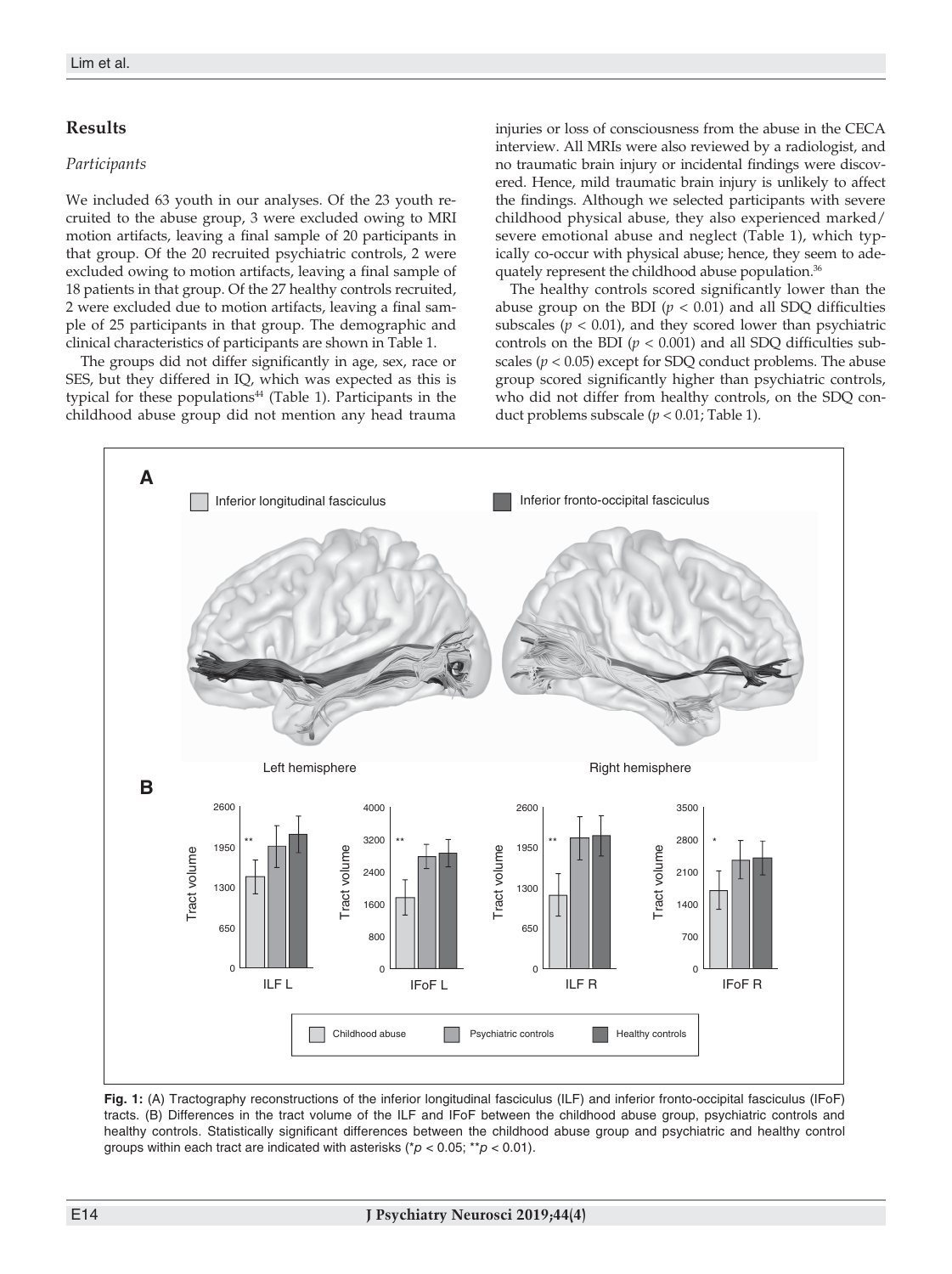## Results

### Participants

We included 63 youth in our analyses. Of the 23 youth recruited to the abuse group, 3 were excluded owing to MRI motion artifacts, leaving a final sample of 20 participants in that group. Of the 20 recruited psychiatric controls, 2 were excluded owing to motion artifacts, leaving a final sample of 18 patients in that group. Of the 27 healthy controls recruited, 2 were excluded due to motion artifacts, leaving a final sample of 25 participants in that group. The demographic and clinical characteristics of participants are shown in Table 1.

The groups did not differ significantly in age, sex, race or SES, but they differed in IQ, which was expected as this is typical for these populations[44] (Table 1). Participants in the childhood abuse group did not mention any head trauma injuries or loss of consciousness from the abuse in the CECA interview. All MRIs were also reviewed by a radiologist, and no traumatic brain injury or incidental findings were discovered. Hence, mild traumatic brain injury is unlikely to affect the findings. Although we selected participants with severe childhood physical abuse, they also experienced marked/severe emotional abuse and neglect (Table 1), which typically co-occur with physical abuse; hence, they seem to adequately represent the childhood abuse population.[36]

The healthy controls scored significantly lower than the abuse group on the BDI ($p < 0.01$) and all SDQ difficulties subscales ($p < 0.01$), and they scored lower than psychiatric controls on the BDI ($p < 0.001$) and all SDQ difficulties subscales ($p < 0.05$) except for SDQ conduct problems. The abuse group scored significantly higher than psychiatric controls, who did not differ from healthy controls, on the SDQ conduct problems subscale ($p < 0.01$; Table 1).

**Fig. 1:** (A) Tractography reconstructions of the inferior longitudinal fasciculus (ILF) and inferior fronto-occipital fasciculus (IFoF) tracts. (B) Differences in the tract volume of the ILF and IFoF between the childhood abuse group, psychiatric controls and healthy controls. Statistically significant differences between the childhood abuse group and psychiatric and healthy control groups within each tract are indicated with asterisks (*$p < 0.05$; **$p < 0.01$).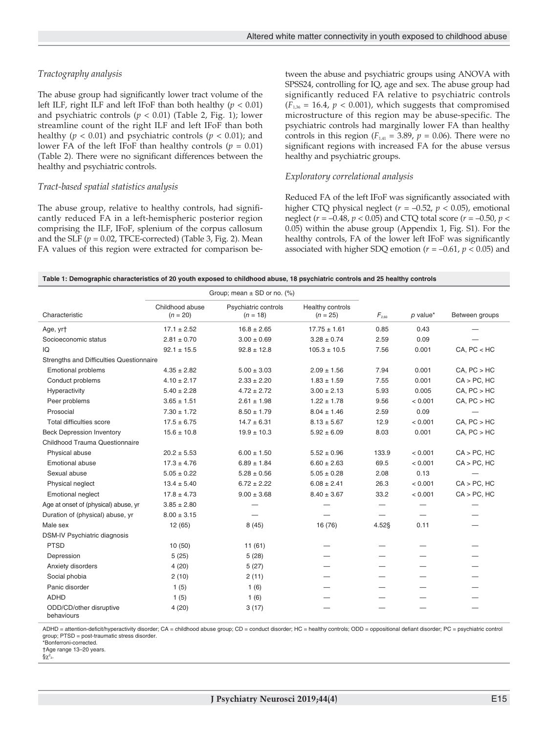### *Tractography analysis*

The abuse group had significantly lower tract volume of the left ILF, right ILF and left IFoF than both healthy ($p < 0.01$) and psychiatric controls ($p < 0.01$) (Table 2, Fig. 1); lower streamline count of the right ILF and left IFoF than both healthy ($p < 0.01$) and psychiatric controls ($p < 0.01$); and lower FA of the left IFoF than healthy controls ($p = 0.01$) (Table 2). There were no significant differences between the healthy and psychiatric controls.

### *Tract-based spatial statistics analysis*

The abuse group, relative to healthy controls, had significantly reduced FA in a left-hemispheric posterior region comprising the ILF, IFoF, splenium of the corpus callosum and the SLF ($p = 0.02$, TFCE-corrected) (Table 3, Fig. 2). Mean FA values of this region were extracted for comparison between the abuse and psychiatric groups using ANOVA with SPSS24, controlling for IQ, age and sex. The abuse group had significantly reduced FA relative to psychiatric controls ($F_{1,36} = 16.4$, $p < 0.001$), which suggests that compromised microstructure of this region may be abuse-specific. The psychiatric controls had marginally lower FA than healthy controls in this region ($F_{1,41} = 3.89$, $p = 0.06$). There were no significant regions with increased FA for the abuse versus healthy and psychiatric groups.

### *Exploratory correlational analysis*

Reduced FA of the left IFoF was significantly associated with higher CTQ physical neglect ($r = -0.52$, $p < 0.05$), emotional neglect ($r = -0.48$, $p < 0.05$) and CTQ total score ($r = -0.50$, $p < 0.05$) within the abuse group (Appendix 1, Fig. S1). For the healthy controls, FA of the lower left IFoF was significantly associated with higher SDQ emotion ($r = -0.61$, $p < 0.05$) and

**Table 1: Demographic characteristics of 20 youth exposed to childhood abuse, 18 psychiatric controls and 25 healthy controls**

| Characteristic | Group; mean ± SD or no. (%) | | | | | |
|---|---|---|---|---|---|---|
| | Childhood abuse ($n = 20$) | Psychiatric controls ($n = 18$) | Healthy controls ($n = 25$) | $F_{2,60}$ | $p$ value* | Between groups |
| Age, yr† | 17.1 ± 2.52 | 16.8 ± 2.65 | 17.75 ± 1.61 | 0.85 | 0.43 | — |
| Socioeconomic status | 2.81 ± 0.70 | 3.00 ± 0.69 | 3.28 ± 0.74 | 2.59 | 0.09 | — |
| IQ | 92.1 ± 15.5 | 92.8 ± 12.8 | 105.3 ± 10.5 | 7.56 | 0.001 | CA, PC < HC |
| Strengths and Difficulties Questionnaire | | | | | | |
| Emotional problems | 4.35 ± 2.82 | 5.00 ± 3.03 | 2.09 ± 1.56 | 7.94 | 0.001 | CA, PC > HC |
| Conduct problems | 4.10 ± 2.17 | 2.33 ± 2.20 | 1.83 ± 1.59 | 7.55 | 0.001 | CA > PC, HC |
| Hyperactivity | 5.40 ± 2.28 | 4.72 ± 2.72 | 3.00 ± 2.13 | 5.93 | 0.005 | CA, PC > HC |
| Peer problems | 3.65 ± 1.51 | 2.61 ± 1.78 | 1.22 ± 1.78 | 9.56 | < 0.001 | CA, PC > HC |
| Prosocial | 7.30 ± 1.72 | 8.50 ± 1.79 | 8.04 ± 1.46 | 2.59 | 0.09 | — |
| Total difficulties score | 17.5 ± 6.75 | 14.7 ± 6.31 | 8.13 ± 5.67 | 12.9 | < 0.001 | CA, PC > HC |
| Beck Depression Inventory | 15.6 ± 10.8 | 19.9 ± 10.3 | 5.92 ± 6.09 | 8.03 | 0.001 | CA, PC > HC |
| Childhood Trauma Questionnaire | | | | | | |
| Physical abuse | 20.2 ± 5.53 | 6.00 ± 1.50 | 5.52 ± 0.96 | 133.9 | < 0.001 | CA > PC, HC |
| Emotional abuse | 17.3 ± 4.76 | 6.89 ± 1.84 | 6.60 ± 2.63 | 69.5 | < 0.001 | CA > PC, HC |
| Sexual abuse | 5.05 ± 0.22 | 5.28 ± 0.56 | 5.05 ± 0.28 | 2.08 | 0.13 | — |
| Physical neglect | 13.4 ± 5.40 | 6.72 ± 2.22 | 6.08 ± 2.41 | 26.3 | < 0.001 | CA > PC, HC |
| Emotional neglect | 17.8 ± 4.73 | 9.00 ± 3.68 | 8.40 ± 3.67 | 33.2 | < 0.001 | CA > PC, HC |
| Age at onset of (physical) abuse, yr | 3.85 ± 2.80 | — | — | — | — | — |
| Duration of (physical) abuse, yr | 8.00 ± 3.15 | — | — | — | — | — |
| Male sex | 12 (65) | 8 (45) | 16 (76) | 4.52§ | 0.11 | — |
| DSM-IV Psychiatric diagnosis | | | | | | |
| PTSD | 10 (50) | 11 (61) | — | — | — | — |
| Depression | 5 (25) | 5 (28) | — | — | — | — |
| Anxiety disorders | 4 (20) | 5 (27) | — | — | — | — |
| Social phobia | 2 (10) | 2 (11) | — | — | — | — |
| Panic disorder | 1 (5) | 1 (6) | — | — | — | — |
| ADHD | 1 (5) | 1 (6) | — | — | — | — |
| ODD/CD/other disruptive behaviours | 4 (20) | 3 (17) | — | — | — | — |

ADHD = attention-deficit/hyperactivity disorder; CA = childhood abuse group; CD = conduct disorder; HC = healthy controls; ODD = oppositional defiant disorder; PC = psychiatric control group; PTSD = post-traumatic stress disorder.
*Bonferroni-corrected.
†Age range 13–20 years.
§$\chi^2_2$.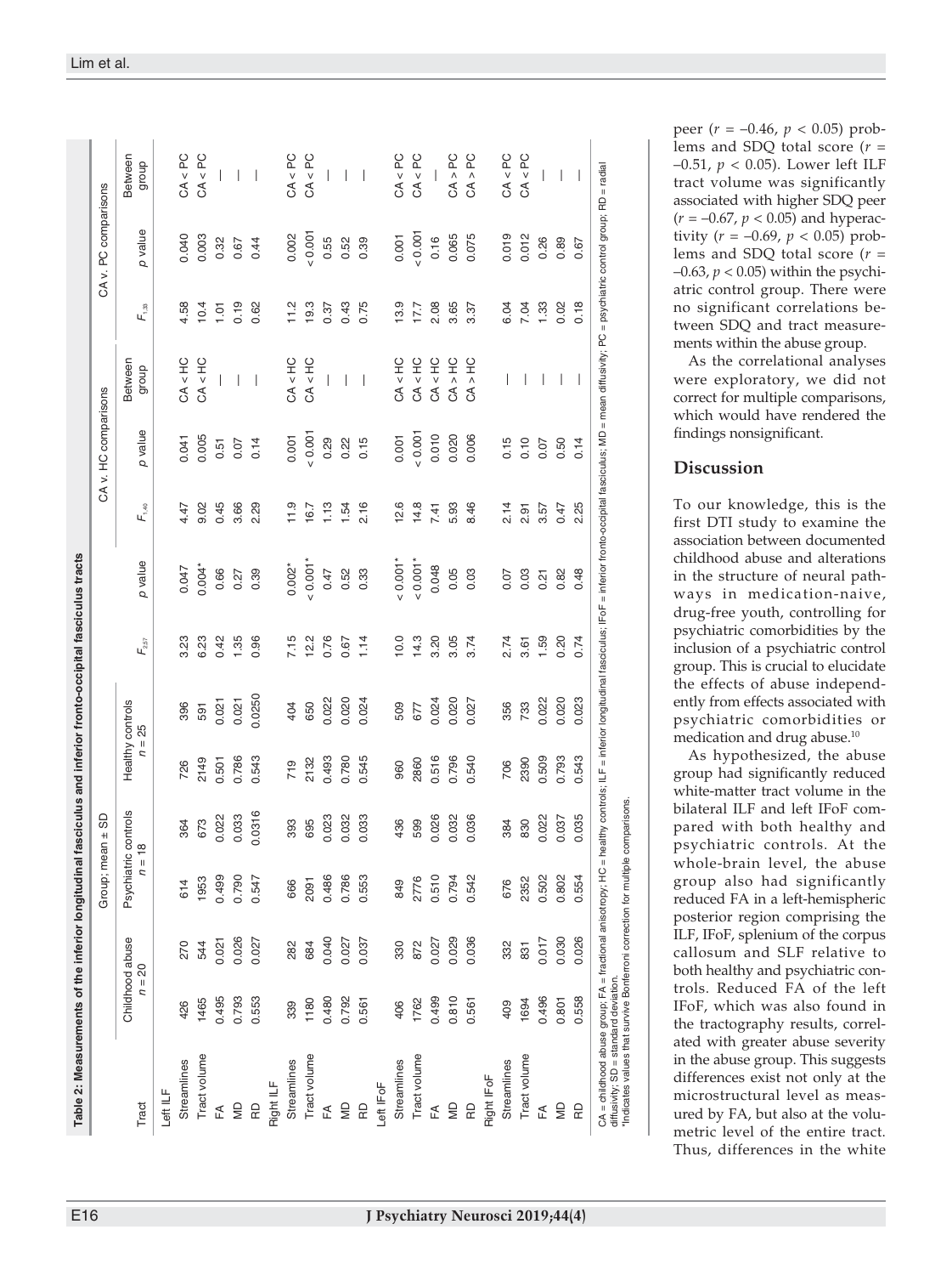**Table 2: Measurements of the inferior longitudinal fasciculus and inferior fronto-occipital fasciculus tracts**

| Tract | Group; mean ± SD | | | | | | | | CA v. HC comparisons | | | CA v. PC comparisons | | |
|---|---|---|---|---|---|---|---|---|---|---|---|---|---|---|
| | Childhood abuse $n = 20$ | | Psychiatric controls $n = 18$ | | Healthy controls $n = 25$ | | $F_{2,57}$ | $p$ value | $F_{1,40}$ | $p$ value | Between group | $F_{1,33}$ | $p$ value | Between group |
| **Left ILF** | | | | | | | | | | | | | | |
| Streamlines | 426 | 270 | 614 | 364 | 726 | 396 | 3.23 | 0.047 | 4.47 | 0.041 | CA < HC | 4.58 | 0.040 | CA < PC |
| Tract volume | 1465 | 544 | 1953 | 673 | 2149 | 591 | 6.23 | 0.004* | 9.02 | 0.005 | CA < HC | 10.4 | 0.003 | CA < PC |
| FA | 0.495 | 0.021 | 0.499 | 0.022 | 0.501 | 0.021 | 0.42 | 0.66 | 0.45 | 0.51 | — | 1.01 | 0.32 | — |
| MD | 0.793 | 0.026 | 0.790 | 0.033 | 0.786 | 0.021 | 1.35 | 0.27 | 3.66 | 0.07 | — | 0.19 | 0.67 | — |
| RD | 0.553 | 0.027 | 0.547 | 0.0316 | 0.543 | 0.0250 | 0.96 | 0.39 | 2.29 | 0.14 | — | 0.62 | 0.44 | — |
| **Right ILF** | | | | | | | | | | | | | | |
| Streamlines | 339 | 282 | 666 | 393 | 719 | 404 | 7.15 | 0.002* | 11.9 | 0.001 | CA < HC | 11.2 | 0.002 | CA < PC |
| Tract volume | 1180 | 684 | 2091 | 695 | 2132 | 650 | 12.2 | < 0.001* | 16.7 | < 0.001 | CA < HC | 19.3 | < 0.001 | CA < PC |
| FA | 0.480 | 0.040 | 0.486 | 0.023 | 0.493 | 0.022 | 0.76 | 0.47 | 1.13 | 0.29 | — | 0.37 | 0.55 | — |
| MD | 0.792 | 0.027 | 0.786 | 0.032 | 0.780 | 0.020 | 0.67 | 0.52 | 1.54 | 0.22 | — | 0.43 | 0.52 | — |
| RD | 0.561 | 0.037 | 0.553 | 0.033 | 0.545 | 0.024 | 1.14 | 0.33 | 2.16 | 0.15 | — | 0.75 | 0.39 | — |
| **Left IFoF** | | | | | | | | | | | | | | |
| Streamlines | 406 | 330 | 849 | 436 | 960 | 509 | 10.0 | < 0.001* | 12.6 | 0.001 | CA < HC | 13.9 | 0.001 | CA < PC |
| Tract volume | 1762 | 872 | 2776 | 599 | 2860 | 677 | 14.3 | < 0.001* | 14.8 | < 0.001 | CA < HC | 17.7 | < 0.001 | CA < PC |
| FA | 0.499 | 0.027 | 0.510 | 0.026 | 0.516 | 0.024 | 3.20 | 0.048 | 7.41 | 0.010 | CA < HC | 2.08 | 0.16 | — |
| MD | 0.810 | 0.029 | 0.794 | 0.032 | 0.796 | 0.020 | 3.05 | 0.05 | 5.93 | 0.020 | CA > HC | 3.65 | 0.065 | CA > PC |
| RD | 0.561 | 0.036 | 0.542 | 0.036 | 0.540 | 0.027 | 3.74 | 0.03 | 8.46 | 0.006 | CA > HC | 3.37 | 0.075 | CA > PC |
| **Right IFoF** | | | | | | | | | | | | | | |
| Streamlines | 409 | 332 | 676 | 384 | 706 | 356 | 2.74 | 0.07 | 2.14 | 0.15 | — | 6.04 | 0.019 | CA < PC |
| Tract volume | 1694 | 831 | 2352 | 830 | 2390 | 733 | 3.61 | 0.03 | 2.91 | 0.10 | — | 7.04 | 0.012 | CA < PC |
| FA | 0.496 | 0.017 | 0.502 | 0.022 | 0.509 | 0.022 | 1.59 | 0.21 | 3.57 | 0.07 | — | 1.33 | 0.26 | — |
| MD | 0.801 | 0.030 | 0.802 | 0.037 | 0.793 | 0.020 | 0.20 | 0.82 | 0.47 | 0.50 | — | 0.02 | 0.89 | — |
| RD | 0.558 | 0.026 | 0.554 | 0.035 | 0.543 | 0.023 | 0.74 | 0.48 | 2.25 | 0.14 | — | 0.18 | 0.67 | — |

CA = childhood abuse group; FA = fractional anisotropy; HC = healthy controls; ILF = inferior longitudinal fasciculus; IFoF = inferior fronto-occipital fasciculus; MD = mean diffusivity; PC = psychiatric control group; RD = radial diffusivity; SD = standard deviation.
*Indicates values that survive Bonferroni correction for multiple comparisons.

peer ($r = -0.46$, $p < 0.05$) problems and SDQ total score ($r = -0.51$, $p < 0.05$). Lower left ILF tract volume was significantly associated with higher SDQ peer ($r = -0.67$, $p < 0.05$) and hyperactivity ($r = -0.69$, $p < 0.05$) problems and SDQ total score ($r = -0.63$, $p < 0.05$) within the psychiatric control group. There were no significant correlations between SDQ and tract measurements within the abuse group.

As the correlational analyses were exploratory, we did not correct for multiple comparisons, which would have rendered the findings nonsignificant.

## Discussion

To our knowledge, this is the first DTI study to examine the association between documented childhood abuse and alterations in the structure of neural pathways in medication-naive, drug-free youth, controlling for psychiatric comorbidities by the inclusion of a psychiatric control group. This is crucial to elucidate the effects of abuse independently from effects associated with psychiatric comorbidities or medication and drug abuse.[10]

As hypothesized, the abuse group had significantly reduced white-matter tract volume in the bilateral ILF and left IFoF compared with both healthy and psychiatric controls. At the whole-brain level, the abuse group also had significantly reduced FA in a left-hemispheric posterior region comprising the ILF, IFoF, splenium of the corpus callosum and SLF relative to both healthy and psychiatric controls. Reduced FA of the left IFoF, which was also found in the tractography results, correlated with greater abuse severity in the abuse group. This suggests differences exist not only at the microstructural level as measured by FA, but also at the volumetric level of the entire tract. Thus, differences in the white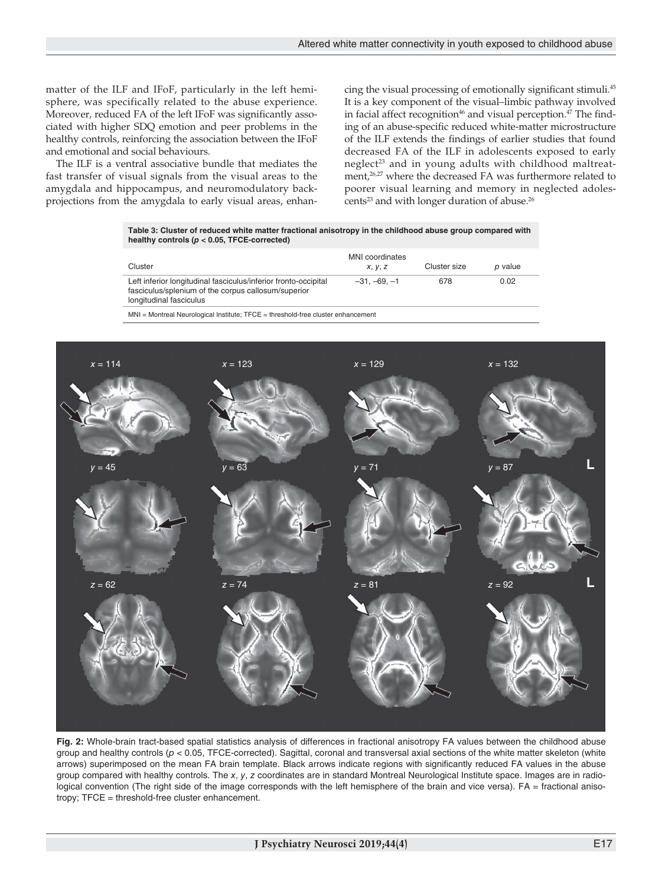matter of the ILF and IFoF, particularly in the left hemisphere, was specifically related to the abuse experience. Moreover, reduced FA of the left IFoF was significantly associated with higher SDQ emotion and peer problems in the healthy controls, reinforcing the association between the IFoF and emotional and social behaviours.

The ILF is a ventral associative bundle that mediates the fast transfer of visual signals from the visual areas to the amygdala and hippocampus, and neuromodulatory backprojections from the amygdala to early visual areas, enhancing the visual processing of emotionally significant stimuli.[45] It is a key component of the visual–limbic pathway involved in facial affect recognition[46] and visual perception.[47] The finding of an abuse-specific reduced white-matter microstructure of the ILF extends the findings of earlier studies that found decreased FA of the ILF in adolescents exposed to early neglect[23] and in young adults with childhood maltreatment,[26,27] where the decreased FA was furthermore related to poorer visual learning and memory in neglected adolescents[23] and with longer duration of abuse.[26]

**Table 3: Cluster of reduced white matter fractional anisotropy in the childhood abuse group compared with healthy controls ($p < 0.05$, TFCE-corrected)**

| Cluster | MNI coordinates *x*, *y*, *z* | Cluster size | *p* value |
|---|---|---|---|
| Left inferior longitudinal fasciculus/inferior fronto-occipital fasciculus/splenium of the corpus callosum/superior longitudinal fasciculus | −31, −69, −1 | 678 | 0.02 |

MNI = Montreal Neurological Institute; TFCE = threshold-free cluster enhancement

**Fig. 2:** Whole-brain tract-based spatial statistics analysis of differences in fractional anisotropy FA values between the childhood abuse group and healthy controls ($p < 0.05$, TFCE-corrected). Sagittal, coronal and transversal axial sections of the white matter skeleton (white arrows) superimposed on the mean FA brain template. Black arrows indicate regions with significantly reduced FA values in the abuse group compared with healthy controls. The *x*, *y*, *z* coordinates are in standard Montreal Neurological Institute space. Images are in radiological convention (The right side of the image corresponds with the left hemisphere of the brain and vice versa). FA = fractional anisotropy; TFCE = threshold-free cluster enhancement.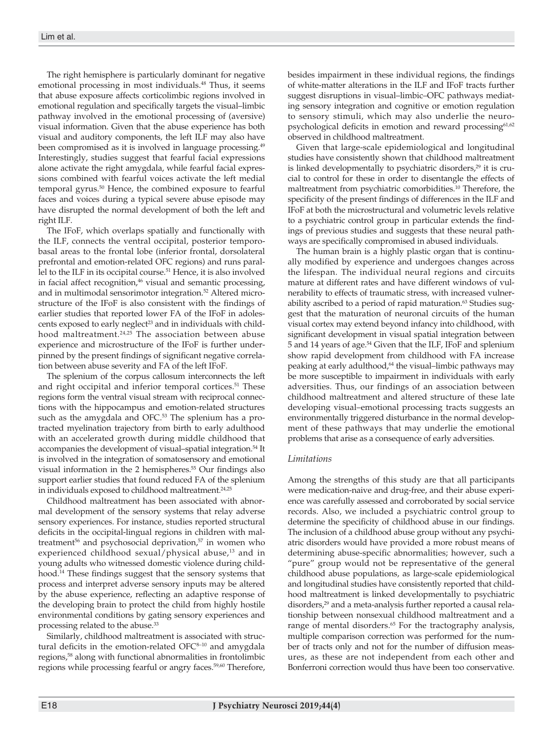The right hemisphere is particularly dominant for negative emotional processing in most individuals.[48] Thus, it seems that abuse exposure affects corticolimbic regions involved in emotional regulation and specifically targets the visual–limbic pathway involved in the emotional processing of (aversive) visual information. Given that the abuse experience has both visual and auditory components, the left ILF may also have been compromised as it is involved in language processing.[49] Interestingly, studies suggest that fearful facial expressions alone activate the right amygdala, while fearful facial expressions combined with fearful voices activate the left medial temporal gyrus.[50] Hence, the combined exposure to fearful faces and voices during a typical severe abuse episode may have disrupted the normal development of both the left and right ILF.

The IFoF, which overlaps spatially and functionally with the ILF, connects the ventral occipital, posterior temporobasal areas to the frontal lobe (inferior frontal, dorsolateral prefrontal and emotion-related OFC regions) and runs parallel to the ILF in its occipital course.[51] Hence, it is also involved in facial affect recognition,[46] visual and semantic processing, and in multimodal sensorimotor integration.[52] Altered microstructure of the IFoF is also consistent with the findings of earlier studies that reported lower FA of the IFoF in adolescents exposed to early neglect[23] and in individuals with childhood maltreatment.[24,25] The association between abuse experience and microstructure of the IFoF is further underpinned by the present findings of significant negative correlation between abuse severity and FA of the left IFoF.

The splenium of the corpus callosum interconnects the left and right occipital and inferior temporal cortices.[51] These regions form the ventral visual stream with reciprocal connections with the hippocampus and emotion-related structures such as the amygdala and OFC.[53] The splenium has a protracted myelination trajectory from birth to early adulthood with an accelerated growth during middle childhood that accompanies the development of visual–spatial integration.[54] It is involved in the integration of somatosensory and emotional visual information in the 2 hemispheres.[55] Our findings also support earlier studies that found reduced FA of the splenium in individuals exposed to childhood maltreatment.[24,25]

Childhood maltreatment has been associated with abnormal development of the sensory systems that relay adverse sensory experiences. For instance, studies reported structural deficits in the occipital-lingual regions in children with maltreatment[56] and psychosocial deprivation,[57] in women who experienced childhood sexual/physical abuse,[13] and in young adults who witnessed domestic violence during childhood.[14] These findings suggest that the sensory systems that process and interpret adverse sensory inputs may be altered by the abuse experience, reflecting an adaptive response of the developing brain to protect the child from highly hostile environmental conditions by gating sensory experiences and processing related to the abuse.[33]

Similarly, childhood maltreatment is associated with structural deficits in the emotion-related OFC[8–10] and amygdala regions,[58] along with functional abnormalities in frontolimbic regions while processing fearful or angry faces.[59,60] Therefore, besides impairment in these individual regions, the findings of white-matter alterations in the ILF and IFoF tracts further suggest disruptions in visual–limbic–OFC pathways mediating sensory integration and cognitive or emotion regulation to sensory stimuli, which may also underlie the neuropsychological deficits in emotion and reward processing[61,62] observed in childhood maltreatment.

Given that large-scale epidemiological and longitudinal studies have consistently shown that childhood maltreatment is linked developmentally to psychiatric disorders,[29] it is crucial to control for these in order to disentangle the effects of maltreatment from psychiatric comorbidities.[10] Therefore, the specificity of the present findings of differences in the ILF and IFoF at both the microstructural and volumetric levels relative to a psychiatric control group in particular extends the findings of previous studies and suggests that these neural pathways are specifically compromised in abused individuals.

The human brain is a highly plastic organ that is continually modified by experience and undergoes changes across the lifespan. The individual neural regions and circuits mature at different rates and have different windows of vulnerability to effects of traumatic stress, with increased vulnerability ascribed to a period of rapid maturation.[63] Studies suggest that the maturation of neuronal circuits of the human visual cortex may extend beyond infancy into childhood, with significant development in visual spatial integration between 5 and 14 years of age.[54] Given that the ILF, IFoF and splenium show rapid development from childhood with FA increase peaking at early adulthood,[64] the visual–limbic pathways may be more susceptible to impairment in individuals with early adversities. Thus, our findings of an association between childhood maltreatment and altered structure of these late developing visual–emotional processing tracts suggests an environmentally triggered disturbance in the normal development of these pathways that may underlie the emotional problems that arise as a consequence of early adversities.

### *Limitations*

Among the strengths of this study are that all participants were medication-naive and drug-free, and their abuse experience was carefully assessed and corroborated by social service records. Also, we included a psychiatric control group to determine the specificity of childhood abuse in our findings. The inclusion of a childhood abuse group without any psychiatric disorders would have provided a more robust means of determining abuse-specific abnormalities; however, such a "pure" group would not be representative of the general childhood abuse populations, as large-scale epidemiological and longitudinal studies have consistently reported that childhood maltreatment is linked developmentally to psychiatric disorders,[29] and a meta-analysis further reported a causal relationship between nonsexual childhood maltreatment and a range of mental disorders.[65] For the tractography analysis, multiple comparison correction was performed for the number of tracts only and not for the number of diffusion measures, as these are not independent from each other and Bonferroni correction would thus have been too conservative.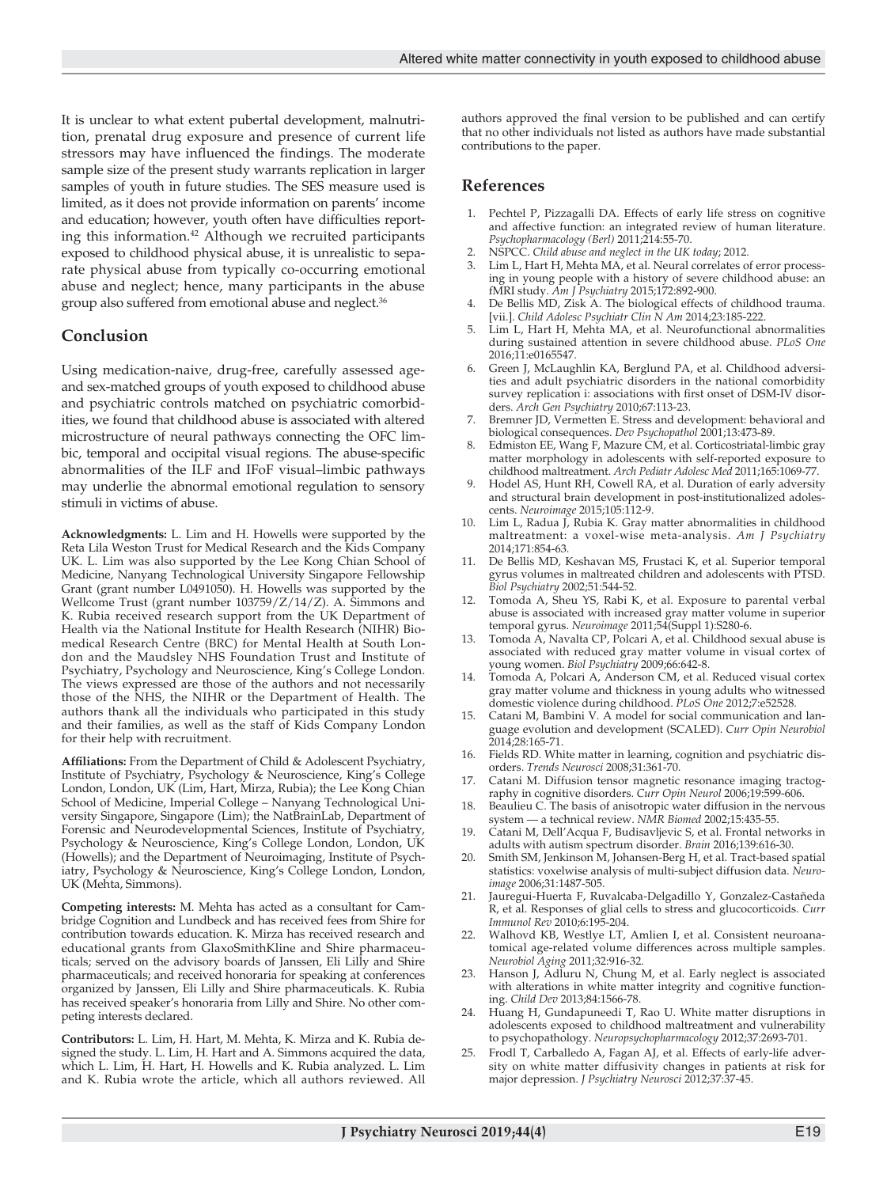It is unclear to what extent pubertal development, malnutrition, prenatal drug exposure and presence of current life stressors may have influenced the findings. The moderate sample size of the present study warrants replication in larger samples of youth in future studies. The SES measure used is limited, as it does not provide information on parents' income and education; however, youth often have difficulties reporting this information.[42] Although we recruited participants exposed to childhood physical abuse, it is unrealistic to separate physical abuse from typically co-occurring emotional abuse and neglect; hence, many participants in the abuse group also suffered from emotional abuse and neglect.[36]

## Conclusion

Using medication-naive, drug-free, carefully assessed age- and sex-matched groups of youth exposed to childhood abuse and psychiatric controls matched on psychiatric comorbidities, we found that childhood abuse is associated with altered microstructure of neural pathways connecting the OFC limbic, temporal and occipital visual regions. The abuse-specific abnormalities of the ILF and IFoF visual–limbic pathways may underlie the abnormal emotional regulation to sensory stimuli in victims of abuse.

**Acknowledgments:** L. Lim and H. Howells were supported by the Reta Lila Weston Trust for Medical Research and the Kids Company UK. L. Lim was also supported by the Lee Kong Chian School of Medicine, Nanyang Technological University Singapore Fellowship Grant (grant number L0491050). H. Howells was supported by the Wellcome Trust (grant number 103759/Z/14/Z). A. Simmons and K. Rubia received research support from the UK Department of Health via the National Institute for Health Research (NIHR) Biomedical Research Centre (BRC) for Mental Health at South London and the Maudsley NHS Foundation Trust and Institute of Psychiatry, Psychology and Neuroscience, King's College London. The views expressed are those of the authors and not necessarily those of the NHS, the NIHR or the Department of Health. The authors thank all the individuals who participated in this study and their families, as well as the staff of Kids Company London for their help with recruitment.

**Affiliations:** From the Department of Child & Adolescent Psychiatry, Institute of Psychiatry, Psychology & Neuroscience, King's College London, London, UK (Lim, Hart, Mirza, Rubia); the Lee Kong Chian School of Medicine, Imperial College – Nanyang Technological University Singapore, Singapore (Lim); the NatBrainLab, Department of Forensic and Neurodevelopmental Sciences, Institute of Psychiatry, Psychology & Neuroscience, King's College London, London, UK (Howells); and the Department of Neuroimaging, Institute of Psychiatry, Psychology & Neuroscience, King's College London, London, UK (Mehta, Simmons).

**Competing interests:** M. Mehta has acted as a consultant for Cambridge Cognition and Lundbeck and has received fees from Shire for contribution towards education. K. Mirza has received research and educational grants from GlaxoSmithKline and Shire pharmaceuticals; served on the advisory boards of Janssen, Eli Lilly and Shire pharmaceuticals; and received honoraria for speaking at conferences organized by Janssen, Eli Lilly and Shire pharmaceuticals. K. Rubia has received speaker's honoraria from Lilly and Shire. No other competing interests declared.

**Contributors:** L. Lim, H. Hart, M. Mehta, K. Mirza and K. Rubia designed the study. L. Lim, H. Hart and A. Simmons acquired the data, which L. Lim, H. Hart, H. Howells and K. Rubia analyzed. L. Lim and K. Rubia wrote the article, which all authors reviewed. All authors approved the final version to be published and can certify that no other individuals not listed as authors have made substantial contributions to the paper.

## References

1. Pechtel P, Pizzagalli DA. Effects of early life stress on cognitive and affective function: an integrated review of human literature. *Psychopharmacology (Berl)* 2011;214:55-70.
2. NSPCC. *Child abuse and neglect in the UK today*; 2012.
3. Lim L, Hart H, Mehta MA, et al. Neural correlates of error processing in young people with a history of severe childhood abuse: an fMRI study. *Am J Psychiatry* 2015;172:892-900.
4. De Bellis MD, Zisk A. The biological effects of childhood trauma. [vii.]. *Child Adolesc Psychiatr Clin N Am* 2014;23:185-222.
5. Lim L, Hart H, Mehta MA, et al. Neurofunctional abnormalities during sustained attention in severe childhood abuse. *PLoS One* 2016;11:e0165547.
6. Green J, McLaughlin KA, Berglund PA, et al. Childhood adversities and adult psychiatric disorders in the national comorbidity survey replication i: associations with first onset of DSM-IV disorders. *Arch Gen Psychiatry* 2010;67:113-23.
7. Bremner JD, Vermetten E. Stress and development: behavioral and biological consequences. *Dev Psychopathol* 2001;13:473-89.
8. Edmiston EE, Wang F, Mazure CM, et al. Corticostriatal-limbic gray matter morphology in adolescents with self-reported exposure to childhood maltreatment. *Arch Pediatr Adolesc Med* 2011;165:1069-77.
9. Hodel AS, Hunt RH, Cowell RA, et al. Duration of early adversity and structural brain development in post-institutionalized adolescents. *Neuroimage* 2015;105:112-9.
10. Lim L, Radua J, Rubia K. Gray matter abnormalities in childhood maltreatment: a voxel-wise meta-analysis. *Am J Psychiatry* 2014;171:854-63.
11. De Bellis MD, Keshavan MS, Frustaci K, et al. Superior temporal gyrus volumes in maltreated children and adolescents with PTSD. *Biol Psychiatry* 2002;51:544-52.
12. Tomoda A, Sheu YS, Rabi K, et al. Exposure to parental verbal abuse is associated with increased gray matter volume in superior temporal gyrus. *Neuroimage* 2011;54(Suppl 1):S280-6.
13. Tomoda A, Navalta CP, Polcari A, et al. Childhood sexual abuse is associated with reduced gray matter volume in visual cortex of young women. *Biol Psychiatry* 2009;66:642-8.
14. Tomoda A, Polcari A, Anderson CM, et al. Reduced visual cortex gray matter volume and thickness in young adults who witnessed domestic violence during childhood. *PLoS One* 2012;7:e52528.
15. Catani M, Bambini V. A model for social communication and language evolution and development (SCALED). *Curr Opin Neurobiol* 2014;28:165-71.
16. Fields RD. White matter in learning, cognition and psychiatric disorders. *Trends Neurosci* 2008;31:361-70.
17. Catani M. Diffusion tensor magnetic resonance imaging tractography in cognitive disorders. *Curr Opin Neurol* 2006;19:599-606.
18. Beaulieu C. The basis of anisotropic water diffusion in the nervous system — a technical review. *NMR Biomed* 2002;15:435-55.
19. Catani M, Dell'Acqua F, Budisavljevic S, et al. Frontal networks in adults with autism spectrum disorder. *Brain* 2016;139:616-30.
20. Smith SM, Jenkinson M, Johansen-Berg H, et al. Tract-based spatial statistics: voxelwise analysis of multi-subject diffusion data. *Neuroimage* 2006;31:1487-505.
21. Jauregui-Huerta F, Ruvalcaba-Delgadillo Y, Gonzalez-Castañeda R, et al. Responses of glial cells to stress and glucocorticoids. *Curr Immunol Rev* 2010;6:195-204.
22. Walhovd KB, Westlye LT, Amlien I, et al. Consistent neuroanatomical age-related volume differences across multiple samples. *Neurobiol Aging* 2011;32:916-32.
23. Hanson J, Adluru N, Chung M, et al. Early neglect is associated with alterations in white matter integrity and cognitive functioning. *Child Dev* 2013;84:1566-78.
24. Huang H, Gundapuneedi T, Rao U. White matter disruptions in adolescents exposed to childhood maltreatment and vulnerability to psychopathology. *Neuropsychopharmacology* 2012;37:2693-701.
25. Frodl T, Carballedo A, Fagan AJ, et al. Effects of early-life adversity on white matter diffusivity changes in patients at risk for major depression. *J Psychiatry Neurosci* 2012;37:37-45.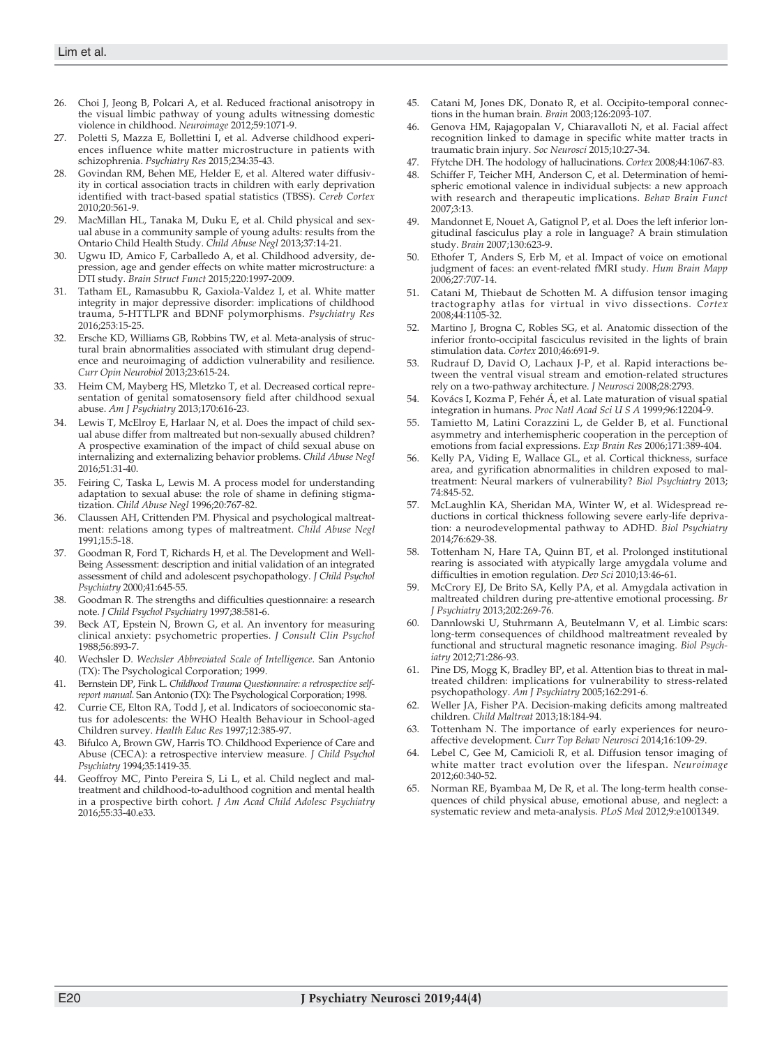26. Choi J, Jeong B, Polcari A, et al. Reduced fractional anisotropy in the visual limbic pathway of young adults witnessing domestic violence in childhood. *Neuroimage* 2012;59:1071-9.
27. Poletti S, Mazza E, Bollettini I, et al. Adverse childhood experiences influence white matter microstructure in patients with schizophrenia. *Psychiatry Res* 2015;234:35-43.
28. Govindan RM, Behen ME, Helder E, et al. Altered water diffusivity in cortical association tracts in children with early deprivation identified with tract-based spatial statistics (TBSS). *Cereb Cortex* 2010;20:561-9.
29. MacMillan HL, Tanaka M, Duku E, et al. Child physical and sexual abuse in a community sample of young adults: results from the Ontario Child Health Study. *Child Abuse Negl* 2013;37:14-21.
30. Ugwu ID, Amico F, Carballedo A, et al. Childhood adversity, depression, age and gender effects on white matter microstructure: a DTI study. *Brain Struct Funct* 2015;220:1997-2009.
31. Tatham EL, Ramasubbu R, Gaxiola-Valdez I, et al. White matter integrity in major depressive disorder: implications of childhood trauma, 5-HTTLPR and BDNF polymorphisms. *Psychiatry Res* 2016;253:15-25.
32. Ersche KD, Williams GB, Robbins TW, et al. Meta-analysis of structural brain abnormalities associated with stimulant drug dependence and neuroimaging of addiction vulnerability and resilience. *Curr Opin Neurobiol* 2013;23:615-24.
33. Heim CM, Mayberg HS, Mletzko T, et al. Decreased cortical representation of genital somatosensory field after childhood sexual abuse. *Am J Psychiatry* 2013;170:616-23.
34. Lewis T, McElroy E, Harlaar N, et al. Does the impact of child sexual abuse differ from maltreated but non-sexually abused children? A prospective examination of the impact of child sexual abuse on internalizing and externalizing behavior problems. *Child Abuse Negl* 2016;51:31-40.
35. Feiring C, Taska L, Lewis M. A process model for understanding adaptation to sexual abuse: the role of shame in defining stigmatization. *Child Abuse Negl* 1996;20:767-82.
36. Claussen AH, Crittenden PM. Physical and psychological maltreatment: relations among types of maltreatment. *Child Abuse Negl* 1991;15:5-18.
37. Goodman R, Ford T, Richards H, et al. The Development and Well-Being Assessment: description and initial validation of an integrated assessment of child and adolescent psychopathology. *J Child Psychol Psychiatry* 2000;41:645-55.
38. Goodman R. The strengths and difficulties questionnaire: a research note. *J Child Psychol Psychiatry* 1997;38:581-6.
39. Beck AT, Epstein N, Brown G, et al. An inventory for measuring clinical anxiety: psychometric properties. *J Consult Clin Psychol* 1988;56:893-7.
40. Wechsler D. *Wechsler Abbreviated Scale of Intelligence*. San Antonio (TX): The Psychological Corporation; 1999.
41. Bernstein DP, Fink L. *Childhood Trauma Questionnaire: a retrospective self-report manual.* San Antonio (TX): The Psychological Corporation; 1998.
42. Currie CE, Elton RA, Todd J, et al. Indicators of socioeconomic status for adolescents: the WHO Health Behaviour in School-aged Children survey. *Health Educ Res* 1997;12:385-97.
43. Bifulco A, Brown GW, Harris TO. Childhood Experience of Care and Abuse (CECA): a retrospective interview measure. *J Child Psychol Psychiatry* 1994;35:1419-35.
44. Geoffroy MC, Pinto Pereira S, Li L, et al. Child neglect and maltreatment and childhood-to-adulthood cognition and mental health in a prospective birth cohort. *J Am Acad Child Adolesc Psychiatry* 2016;55:33-40.e33.
45. Catani M, Jones DK, Donato R, et al. Occipito-temporal connections in the human brain. *Brain* 2003;126:2093-107.
46. Genova HM, Rajagopalan V, Chiaravalloti N, et al. Facial affect recognition linked to damage in specific white matter tracts in traumatic brain injury. *Soc Neurosci* 2015;10:27-34.
47. Ffytche DH. The hodology of hallucinations. *Cortex* 2008;44:1067-83.
48. Schiffer F, Teicher MH, Anderson C, et al. Determination of hemispheric emotional valence in individual subjects: a new approach with research and therapeutic implications. *Behav Brain Funct* 2007;3:13.
49. Mandonnet E, Nouet A, Gatignol P, et al. Does the left inferior longitudinal fasciculus play a role in language? A brain stimulation study. *Brain* 2007;130:623-9.
50. Ethofer T, Anders S, Erb M, et al. Impact of voice on emotional judgment of faces: an event-related fMRI study. *Hum Brain Mapp* 2006;27:707-14.
51. Catani M, Thiebaut de Schotten M. A diffusion tensor imaging tractography atlas for virtual in vivo dissections. *Cortex* 2008;44:1105-32.
52. Martino J, Brogna C, Robles SG, et al. Anatomic dissection of the inferior fronto-occipital fasciculus revisited in the lights of brain stimulation data. *Cortex* 2010;46:691-9.
53. Rudrauf D, David O, Lachaux J-P, et al. Rapid interactions between the ventral visual stream and emotion-related structures rely on a two-pathway architecture. *J Neurosci* 2008;28:2793.
54. Kovács I, Kozma P, Fehér Á, et al. Late maturation of visual spatial integration in humans. *Proc Natl Acad Sci U S A* 1999;96:12204-9.
55. Tamietto M, Latini Corazzini L, de Gelder B, et al. Functional asymmetry and interhemispheric cooperation in the perception of emotions from facial expressions. *Exp Brain Res* 2006;171:389-404.
56. Kelly PA, Viding E, Wallace GL, et al. Cortical thickness, surface area, and gyrification abnormalities in children exposed to maltreatment: Neural markers of vulnerability? *Biol Psychiatry* 2013;74:845-52.
57. McLaughlin KA, Sheridan MA, Winter W, et al. Widespread reductions in cortical thickness following severe early-life deprivation: a neurodevelopmental pathway to ADHD. *Biol Psychiatry* 2014;76:629-38.
58. Tottenham N, Hare TA, Quinn BT, et al. Prolonged institutional rearing is associated with atypically large amygdala volume and difficulties in emotion regulation. *Dev Sci* 2010;13:46-61.
59. McCrory EJ, De Brito SA, Kelly PA, et al. Amygdala activation in maltreated children during pre-attentive emotional processing. *Br J Psychiatry* 2013;202:269-76.
60. Dannlowski U, Stuhrmann A, Beutelmann V, et al. Limbic scars: long-term consequences of childhood maltreatment revealed by functional and structural magnetic resonance imaging. *Biol Psychiatry* 2012;71:286-93.
61. Pine DS, Mogg K, Bradley BP, et al. Attention bias to threat in maltreated children: implications for vulnerability to stress-related psychopathology. *Am J Psychiatry* 2005;162:291-6.
62. Weller JA, Fisher PA. Decision-making deficits among maltreated children. *Child Maltreat* 2013;18:184-94.
63. Tottenham N. The importance of early experiences for neuro-affective development. *Curr Top Behav Neurosci* 2014;16:109-29.
64. Lebel C, Gee M, Camicioli R, et al. Diffusion tensor imaging of white matter tract evolution over the lifespan. *Neuroimage* 2012;60:340-52.
65. Norman RE, Byambaa M, De R, et al. The long-term health consequences of child physical abuse, emotional abuse, and neglect: a systematic review and meta-analysis. *PLoS Med* 2012;9:e1001349.